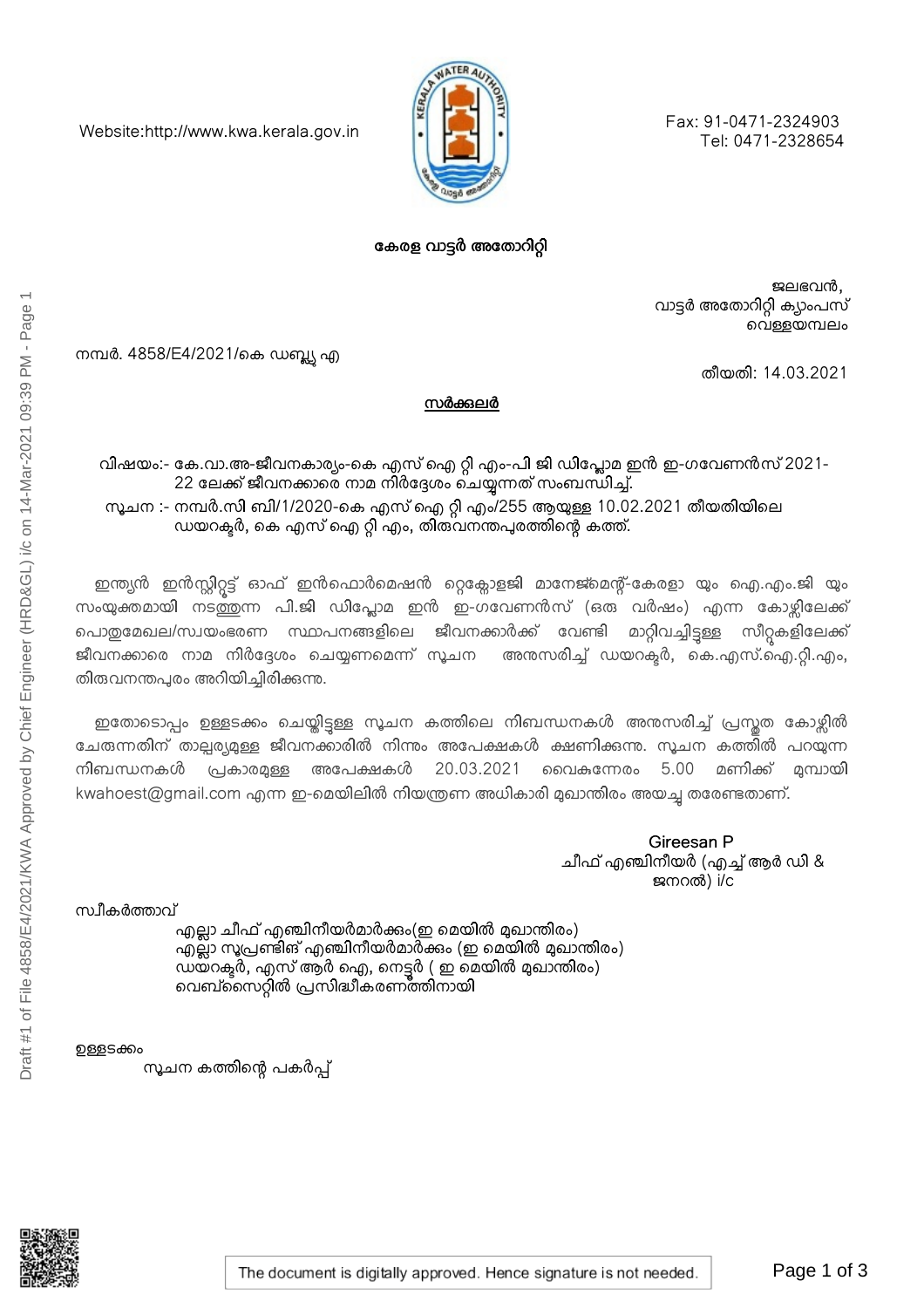Website:http://www.kwa.kerala.gov.in

Fax: 91-0471-2324903
Tel: 0471-2328654

## കേരള വാട്ടർ അതോറിറ്റി

ജലഭവൻ,
വാട്ടർ അതോറിറ്റി ക്യാംപസ്
വെള്ളയമ്പലം

നമ്പർ. 4858/E4/2021/കെ ഡബ്ല്യു എ

തീയതി: 14.03.2021

### സർക്കുലർ

വിഷയം:- കേ.വാ.അ-ജീവനകാര്യം-കെ എസ് ഐ റ്റി എം-പി ജി ഡിപ്ലോമ ഇൻ ഇ-ഗവേണൻസ് 2021-22 ലേക്ക് ജീവനക്കാരെ നാമ നിർദ്ദേശം ചെയ്യുന്നത് സംബന്ധിച്ച്.

സൂചന :- നമ്പർ.സി ബി/1/2020-കെ എസ് ഐ റ്റി എം/255 ആയുള്ള 10.02.2021 തീയതിയിലെ ഡയറക്ടർ, കെ എസ് ഐ റ്റി എം, തിരുവനന്തപുരത്തിന്റെ കത്ത്.

ഇന്ത്യൻ ഇൻസ്റ്റിറ്റ്യൂട്ട് ഓഫ് ഇൻഫൊർമെഷൻ റ്റെക്നോളജി മാനേജ്മെന്റ്-കേരളാ യും ഐ.എം.ജി യും സംയുക്തമായി നടത്തുന്ന പി.ജി ഡിപ്ലോമ ഇൻ ഇ-ഗവേണൻസ് (ഒരു വർഷം) എന്ന കോഴ്സിലേക്ക് പൊതുമേഖല/സ്വയംഭരണ സ്ഥാപനങ്ങളിലെ ജീവനക്കാർക്ക് വേണ്ടി മാറ്റിവച്ചിട്ടുള്ള സീറ്റുകളിലേക്ക് ജീവനക്കാരെ നാമ നിർദ്ദേശം ചെയ്യണമെന്ന് സൂചന അനുസരിച്ച് ഡയറക്ടർ, കെ.എസ്.ഐ.റ്റി.എം, തിരുവനന്തപുരം അറിയിച്ചിരിക്കുന്നു.

ഇതോടൊപ്പം ഉള്ളടക്കം ചെയ്തിട്ടുള്ള സൂചന കത്തിലെ നിബന്ധനകൾ അനുസരിച്ച് പ്രസ്തുത കോഴ്സിൽ ചേരുന്നതിന് താല്പര്യമുള്ള ജീവനക്കാരിൽ നിന്നും അപേക്ഷകൾ ക്ഷണിക്കുന്നു. സൂചന കത്തിൽ പറയുന്ന നിബന്ധനകൾ പ്രകാരമുള്ള അപേക്ഷകൾ 20.03.2021 വൈകുന്നേരം 5.00 മണിക്ക് മുമ്പായി kwahoest@gmail.com എന്ന ഇ-മെയിലിൽ നിയന്ത്രണ അധികാരി മുഖാന്തിരം അയച്ചു തരേണ്ടതാണ്.

Gireesan P
ചീഫ് എഞ്ചിനീയർ (എച്ച് ആർ ഡി & ജനറൽ) i/c

സ്വീകർത്താവ്

- എല്ലാ ചീഫ് എഞ്ചിനീയർമാർക്കും(ഇ മെയിൽ മുഖാന്തിരം)
- എല്ലാ സൂപ്രണ്ടിങ് എഞ്ചിനീയർമാർക്കും (ഇ മെയിൽ മുഖാന്തിരം)
- ഡയറക്ടർ, എസ് ആർ ഐ, നെട്ടൂർ ( ഇ മെയിൽ മുഖാന്തിരം)
- വെബ്സൈറ്റിൽ പ്രസിദ്ധീകരണത്തിനായി

ഉള്ളടക്കം

സൂചന കത്തിന്റെ പകർപ്പ്

The document is digitally approved. Hence signature is not needed.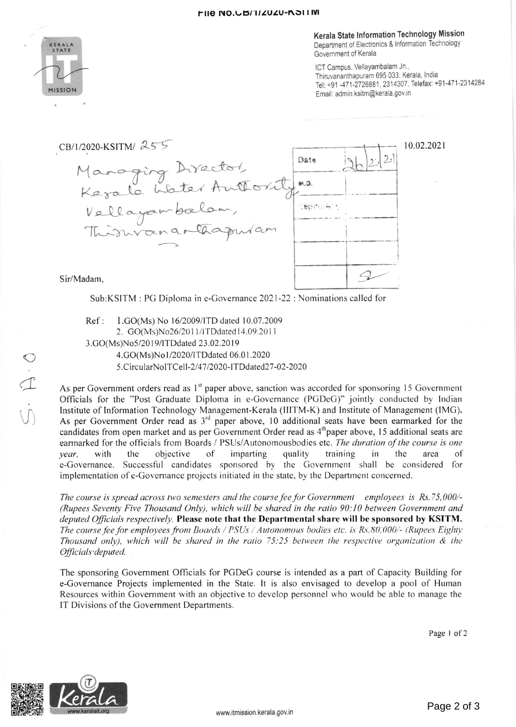File No.CB/1/2020-KSITM

**Kerala State Information Technology Mission**
Department of Electronics & Information Technology
Government of Kerala

ICT Campus, Vellayambalam Jn.,
Thiruvananthapuram 695 033, Kerala, India
Tel: +91 -471-2726881, 2314307, Telefax: +91-471-2314284
Email: admin.ksitm@kerala.gov.in

CB/1/2020-KSITM/ 255 10.02.2021

Managing Director,
Kerala Water Authority,
Vellayambalam,
Thiruvananthapuram

| Date | 26/2/21 |
|---|---|
| M.D. | |
| | |
| | |
| | |

Sir/Madam,

Sub:KSITM : PG Diploma in e-Governance 2021-22 : Nominations called for

Ref : 1.GO(Ms) No 16/2009/ITD dated 10.07.2009
2. GO(Ms)No26/2011/ITDdated14.09.2011
3.GO(Ms)No5/2019/ITDdated 23.02.2019
4.GO(Ms)No1/2020/ITDdated 06.01.2020
5.CircularNoITCell-2/47/2020-ITDdated27-02-2020

As per Government orders read as 1st paper above, sanction was accorded for sponsoring 15 Government Officials for the "Post Graduate Diploma in e-Governance (PGDeG)" jointly conducted by Indian Institute of Information Technology Management-Kerala (IIITM-K) and Institute of Management (IMG). As per Government Order read as 3rd paper above, 10 additional seats have been earmarked for the candidates from open market and as per Government Order read as 4th paper above, 15 additional seats are earmarked for the officials from Boards / PSUs/Autonomousbodies etc. *The duration of the course is one year,* with the objective of imparting quality training in the area of e-Governance. Successful candidates sponsored by the Government shall be considered for implementation of e-Governance projects initiated in the state, by the Department concerned.

*The course is spread across two semesters and the course fee for Government employees is Rs.75,000/- (Rupees Seventy Five Thousand Only), which will be shared in the ratio 90:10 between Government and deputed Officials respectively.* **Please note that the Departmental share will be sponsored by KSITM.** *The course fee for employees from Boards / PSUs / Autonomous bodies etc. is Rs.80,000/- (Rupees Eighty Thousand only), which will be shared in the ratio 75:25 between the respective organization & the Officials deputed.*

The sponsoring Government Officials for PGDeG course is intended as a part of Capacity Building for e-Governance Projects implemented in the State. It is also envisaged to develop a pool of Human Resources within Government with an objective to develop personnel who would be able to manage the IT Divisions of the Government Departments.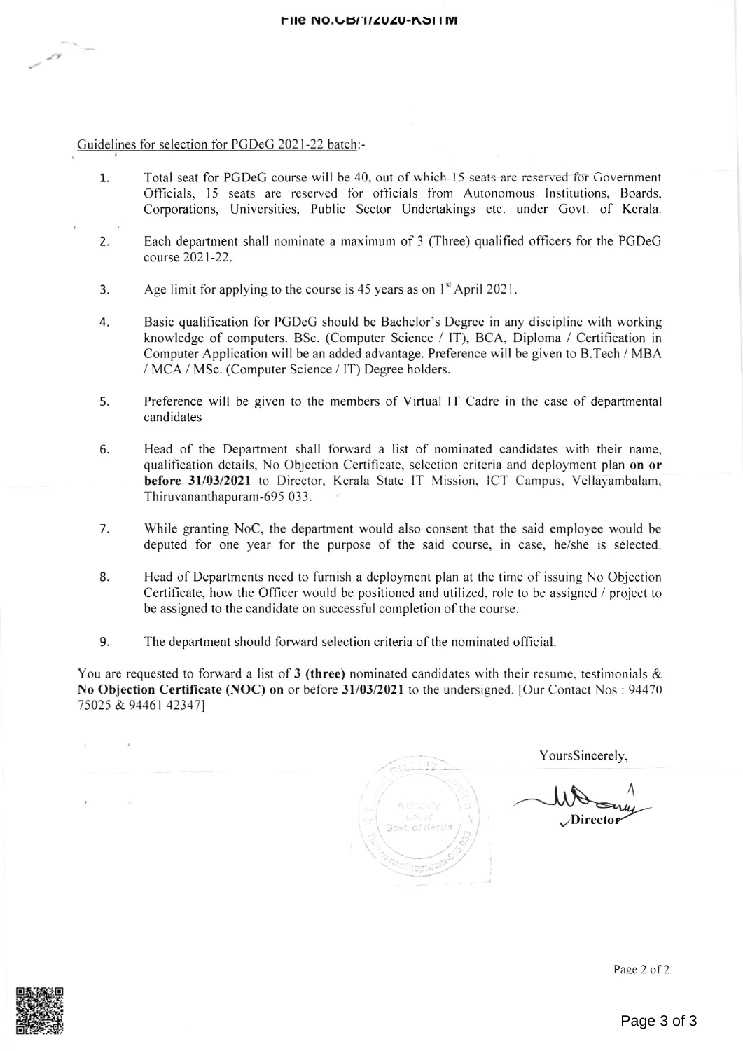Guidelines for selection for PGDeG 2021-22 batch:-

1. Total seat for PGDeG course will be 40, out of which 15 seats are reserved for Government Officials, 15 seats are reserved for officials from Autonomous Institutions, Boards, Corporations, Universities, Public Sector Undertakings etc. under Govt. of Kerala.

2. Each department shall nominate a maximum of 3 (Three) qualified officers for the PGDeG course 2021-22.

3. Age limit for applying to the course is 45 years as on 1st April 2021.

4. Basic qualification for PGDeG should be Bachelor's Degree in any discipline with working knowledge of computers. BSc. (Computer Science / IT), BCA, Diploma / Certification in Computer Application will be an added advantage. Preference will be given to B.Tech / MBA / MCA / MSc. (Computer Science / IT) Degree holders.

5. Preference will be given to the members of Virtual IT Cadre in the case of departmental candidates

6. Head of the Department shall forward a list of nominated candidates with their name, qualification details, No Objection Certificate, selection criteria and deployment plan **on or before 31/03/2021** to Director, Kerala State IT Mission, ICT Campus, Vellayambalam, Thiruvananthapuram-695 033.

7. While granting NoC, the department would also consent that the said employee would be deputed for one year for the purpose of the said course, in case, he/she is selected.

8. Head of Departments need to furnish a deployment plan at the time of issuing No Objection Certificate, how the Officer would be positioned and utilized, role to be assigned / project to be assigned to the candidate on successful completion of the course.

9. The department should forward selection criteria of the nominated official.

You are requested to forward a list of **3 (three)** nominated candidates with their resume, testimonials & **No Objection Certificate (NOC) on** or before **31/03/2021** to the undersigned. [Our Contact Nos : 94470 75025 & 94461 42347]

YoursSincerely,

Director